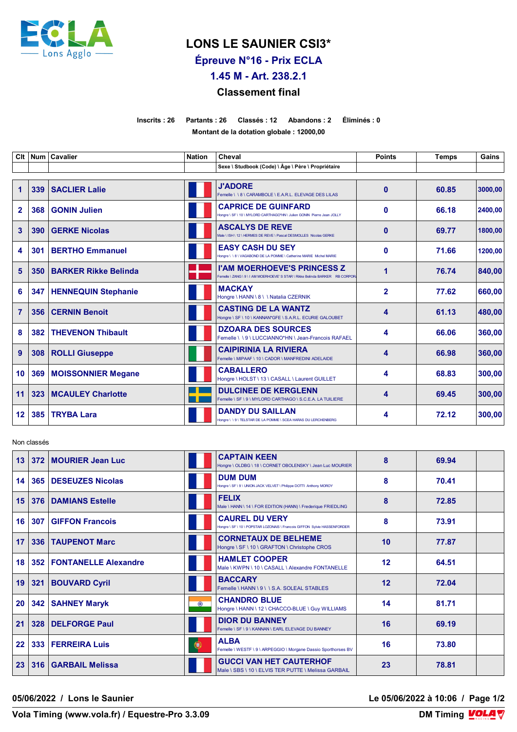# LONS LE SAUNIER CSI3*

## Épreuve N°16 - Prix ECLA

## 1.45 M - Art. 238.2.1

## Classement final

**Inscrits : 26 Partants : 26 Classés : 12 Abandons : 2 Éliminés : 0**

**Montant de la dotation globale : 12000,00**

| Clt | Num | Cavalier | Nation | Cheval<br>Sexe \ Studbook (Code) \ Âge \ Père \ Propriétaire | Points | Temps | Gains |
|---|---|---|---|---|---|---|---|
| 1 | 339 | SACLIER Lalie | | J'ADORE<br>Femelle \ \ 8 \ CARAMBOLE \ E.A.R.L. ELEVAGE DES LILAS | 0 | 60.85 | 3000,00 |
| 2 | 368 | GONIN Julien | | CAPRICE DE GUINFARD<br>Hongre \ SF \ 10 \ MYLORD CARTHAGO*HN \ Julien GONIN Pierre Jean JOLLY | 0 | 66.18 | 2400,00 |
| 3 | 390 | GERKE Nicolas | | ASCALYS DE REVE<br>Male \ ISH \ 12 \ HERMES DE REVE \ Pascal DESMOLLES Nicolas GERKE | 0 | 69.77 | 1800,00 |
| 4 | 301 | BERTHO Emmanuel | | EASY CASH DU SEY<br>Hongre \ \ 8 \ VAGABOND DE LA POMME \ Catherine MARIE Michel MARIE | 0 | 71.66 | 1200,00 |
| 5 | 350 | BARKER Rikke Belinda | | I'AM MOERHOEVE'S PRINCESS Z<br>Femelle \ ZANG \ 9 \ I AM MOERHOEVE' S STAR \ Rikke Belinda BARKER RB CORPOR | 1 | 76.74 | 840,00 |
| 6 | 347 | HENNEQUIN Stephanie | | MACKAY<br>Hongre \ HANN \ 8 \ \ Natalia CZERNIK | 2 | 77.62 | 660,00 |
| 7 | 356 | CERNIN Benoit | | CASTING DE LA WANTZ<br>Hongre \ SF \ 10 \ KANNAN*GFE \ S.A.R.L. ECURIE GALOUBET | 4 | 61.13 | 480,00 |
| 8 | 382 | THEVENON Thibault | | DZOARA DES SOURCES<br>Femelle \ \ 9 \ LUCCIANNO*HN \ Jean-Francois RAFAEL | 4 | 66.06 | 360,00 |
| 9 | 308 | ROLLI Giuseppe | | CAIPIRINIA LA RIVIERA<br>Femelle \ MIPAAF \ 10 \ CADOR \ MANFREDINI ADELAIDE | 4 | 66.98 | 360,00 |
| 10 | 369 | MOISSONNIER Megane | | CABALLERO<br>Hongre \ HOLST \ 13 \ CASALL \ Laurent GUILLET | 4 | 68.83 | 300,00 |
| 11 | 323 | MCAULEY Charlotte | | DULCINEE DE KERGLENN<br>Femelle \ SF \ 9 \ MYLORD CARTHAGO \ S.C.E.A. LA TUILIERE | 4 | 69.45 | 300,00 |
| 12 | 385 | TRYBA Lara | | DANDY DU SAILLAN<br>Hongre \ \ 9 \ TELSTAR DE LA POMME \ SCEA HARAS DU LERCHENBERG | 4 | 72.12 | 300,00 |

Non classés

| Clt | Num | Cavalier | Nation | Cheval<br>Sexe \ Studbook (Code) \ Âge \ Père \ Propriétaire | Points | Temps | Gains |
|---|---|---|---|---|---|---|---|
| 13 | 372 | MOURIER Jean Luc | | CAPTAIN KEEN<br>Hongre \ OLDBG \ 18 \ CORNET OBOLENSKY \ Jean Luc MOURIER | 8 | 69.94 | |
| 14 | 365 | DESEUZES Nicolas | | DUM DUM<br>Hongre \ SF \ 9 \ UNION JACK VELVET \ Philippe DOTTI Anthony MOROY | 8 | 70.41 | |
| 15 | 376 | DAMIANS Estelle | | FELIX<br>Male \ HANN \ 14 \ FOR EDITION (HANN) \ Frederique FRIEDLING | 8 | 72.85 | |
| 16 | 307 | GIFFON Francois | | CAUREL DU VERY<br>Hongre \ SF \ 10 \ POPSTAR LOZONAIS \ Francois GIFFON Sylvie HASSENFORDER | 8 | 73.91 | |
| 17 | 336 | TAUPENOT Marc | | CORNETAUX DE BELHEME<br>Hongre \ SF \ 10 \ GRAFTON \ Christophe CROS | 10 | 77.87 | |
| 18 | 352 | FONTANELLE Alexandre | | HAMLET COOPER<br>Male \ KWPN \ 10 \ CASALL \ Alexandre FONTANELLE | 12 | 64.51 | |
| 19 | 321 | BOUVARD Cyril | | BACCARY<br>Femelle \ HANN \ 9 \ \ S.A. SOLEAL STABLES | 12 | 72.04 | |
| 20 | 342 | SAHNEY Maryk | | CHANDRO BLUE<br>Hongre \ HANN \ 12 \ CHACCO-BLUE \ Guy WILLIAMS | 14 | 81.71 | |
| 21 | 328 | DELFORGE Paul | | DIOR DU BANNEY<br>Femelle \ SF \ 9 \ KANNAN \ EARL ELEVAGE DU BANNEY | 16 | 69.19 | |
| 22 | 333 | FERREIRA Luis | | ALBA<br>Femelle \ WESTF \ 9 \ ARPEGGIO \ Morgane Dassio Sporthorses BV | 16 | 73.80 | |
| 23 | 316 | GARBAIL Melissa | | GUCCI VAN HET CAUTERHOF<br>Male \ SBS \ 10 \ ELVIS TER PUTTE \ Melissa GARBAIL | 23 | 78.81 | |

05/06/2022 / Lons le Saunier — Le 05/06/2022 à 10:06

Vola Timing (www.vola.fr) / Equestre-Pro 3.3.09 — DM Timing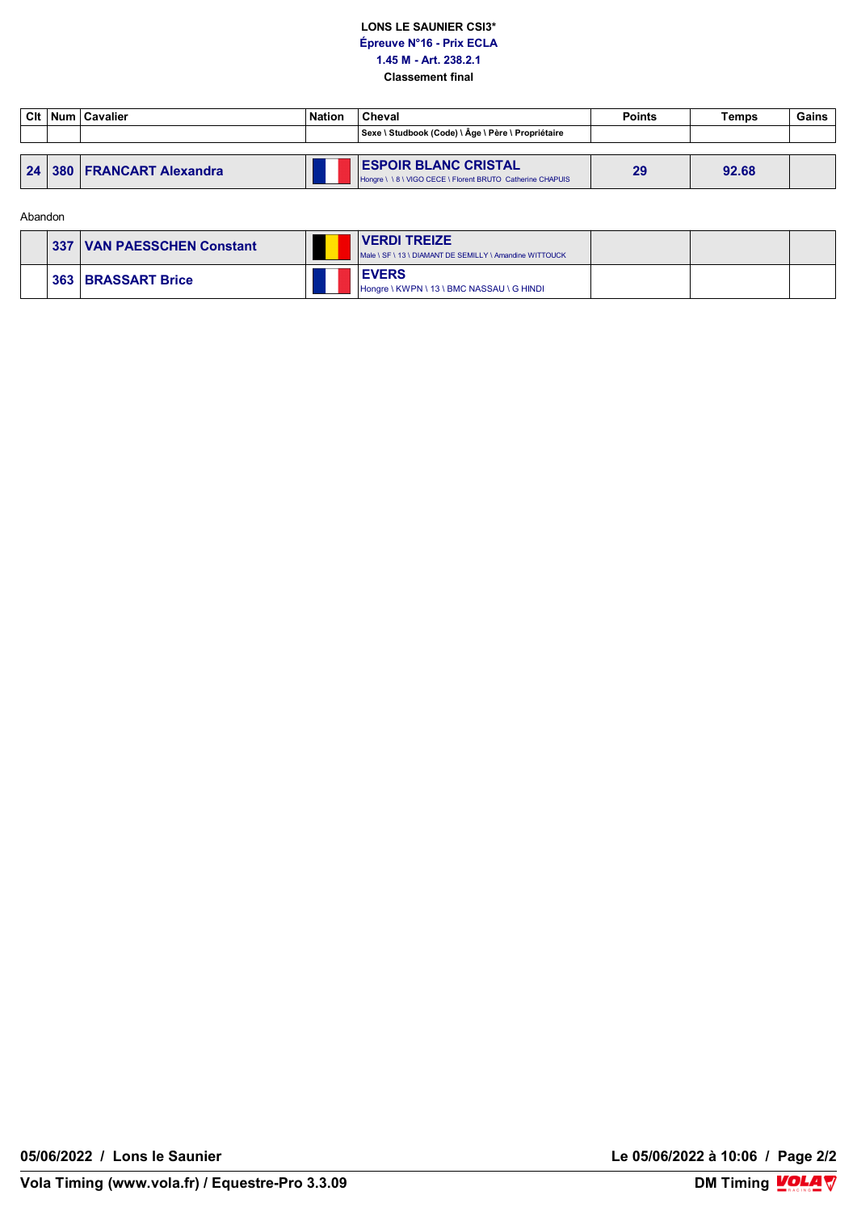**LONS LE SAUNIER CSI3***

**Épreuve N°16 - Prix ECLA**

**1.45 M - Art. 238.2.1**

**Classement final**

| Clt | Num | Cavalier | Nation | Cheval<br>Sexe \ Studbook (Code) \ Âge \ Père \ Propriétaire | Points | Temps | Gains |
|---|---|---|---|---|---|---|---|
| 24 | 380 | FRANCART Alexandra | | ESPOIR BLANC CRISTAL<br>Hongre \ \ 8 \ VIGO CECE \ Florent BRUTO Catherine CHAPUIS | 29 | 92.68 | |

Abandon

| Clt | Num | Cavalier | Nation | Cheval<br>Sexe \ Studbook (Code) \ Âge \ Père \ Propriétaire | Points | Temps | Gains |
|---|---|---|---|---|---|---|---|
| | 337 | VAN PAESSCHEN Constant | | VERDI TREIZE<br>Male \ SF \ 13 \ DIAMANT DE SEMILLY \ Amandine WITTOUCK | | | |
| | 363 | BRASSART Brice | | EVERS<br>Hongre \ KWPN \ 13 \ BMC NASSAU \ G HINDI | | | |

05/06/2022 / Lons le Saunier

Le 05/06/2022 à 10:06

Vola Timing (www.vola.fr) / Equestre-Pro 3.3.09

DM Timing